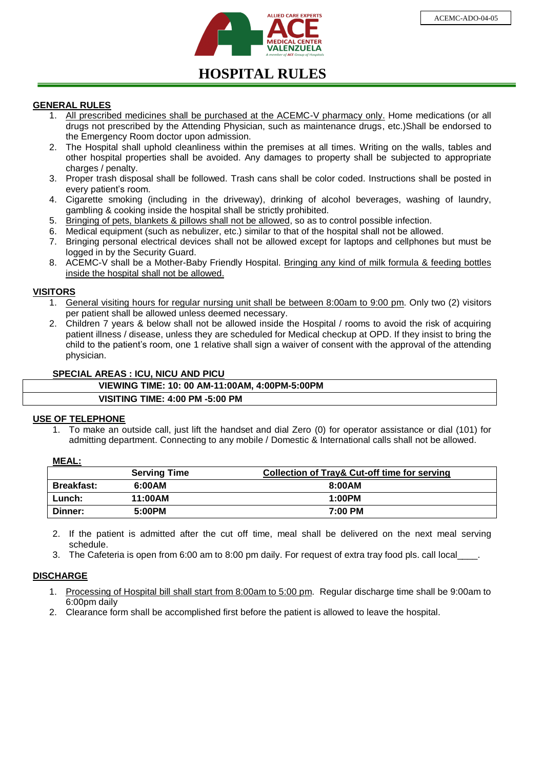ACEMC-ADO-04-05

# HOSPITAL RULES

## GENERAL RULES

1. All prescribed medicines shall be purchased at the ACEMC-V pharmacy only. Home medications (or all drugs not prescribed by the Attending Physician, such as maintenance drugs, etc.)Shall be endorsed to the Emergency Room doctor upon admission.
2. The Hospital shall uphold cleanliness within the premises at all times. Writing on the walls, tables and other hospital properties shall be avoided. Any damages to property shall be subjected to appropriate charges / penalty.
3. Proper trash disposal shall be followed. Trash cans shall be color coded. Instructions shall be posted in every patient's room.
4. Cigarette smoking (including in the driveway), drinking of alcohol beverages, washing of laundry, gambling & cooking inside the hospital shall be strictly prohibited.
5. Bringing of pets, blankets & pillows shall not be allowed, so as to control possible infection.
6. Medical equipment (such as nebulizer, etc.) similar to that of the hospital shall not be allowed.
7. Bringing personal electrical devices shall not be allowed except for laptops and cellphones but must be logged in by the Security Guard.
8. ACEMC-V shall be a Mother-Baby Friendly Hospital. Bringing any kind of milk formula & feeding bottles inside the hospital shall not be allowed.

## VISITORS

1. General visiting hours for regular nursing unit shall be between 8:00am to 9:00 pm. Only two (2) visitors per patient shall be allowed unless deemed necessary.
2. Children 7 years & below shall not be allowed inside the Hospital / rooms to avoid the risk of acquiring patient illness / disease, unless they are scheduled for Medical checkup at OPD. If they insist to bring the child to the patient's room, one 1 relative shall sign a waiver of consent with the approval of the attending physician.

### SPECIAL AREAS : ICU, NICU AND PICU

| **VIEWING TIME: 10: 00 AM-11:00AM, 4:00PM-5:00PM** |
|---|
| **VISITING TIME: 4:00 PM -5:00 PM** |

## USE OF TELEPHONE

1. To make an outside call, just lift the handset and dial Zero (0) for operator assistance or dial (101) for admitting department. Connecting to any mobile / Domestic & International calls shall not be allowed.

### MEAL:

| | Serving Time | Collection of Tray& Cut-off time for serving |
|---|---|---|
| **Breakfast:** | **6:00AM** | **8:00AM** |
| **Lunch:** | **11:00AM** | **1:00PM** |
| **Dinner:** | **5:00PM** | **7:00 PM** |

2. If the patient is admitted after the cut off time, meal shall be delivered on the next meal serving schedule.
3. The Cafeteria is open from 6:00 am to 8:00 pm daily. For request of extra tray food pls. call local____.

## DISCHARGE

1. Processing of Hospital bill shall start from 8:00am to 5:00 pm. Regular discharge time shall be 9:00am to 6:00pm daily
2. Clearance form shall be accomplished first before the patient is allowed to leave the hospital.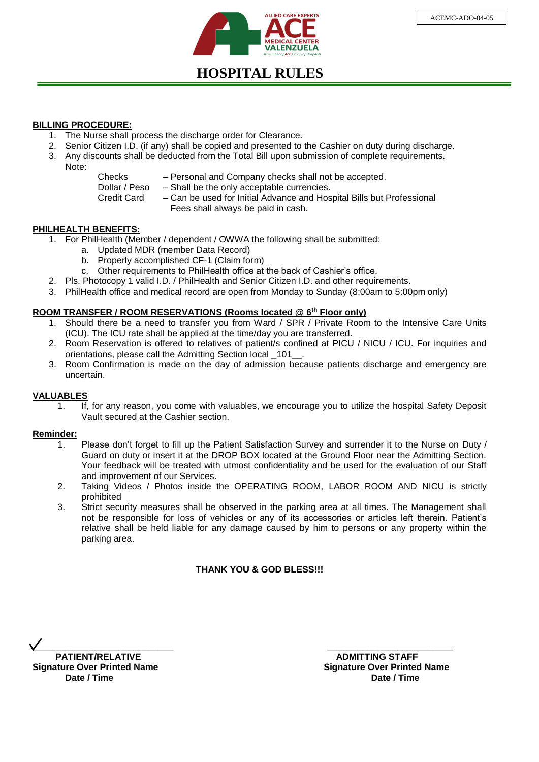ACEMC-ADO-04-05

ALLIED CARE EXPERTS
ACE
MEDICAL CENTER
VALENZUELA
A member of ACE Group of Hospitals

# HOSPITAL RULES

**BILLING PROCEDURE:**

1. The Nurse shall process the discharge order for Clearance.
2. Senior Citizen I.D. (if any) shall be copied and presented to the Cashier on duty during discharge.
3. Any discounts shall be deducted from the Total Bill upon submission of complete requirements.
   Note:
   - Checks – Personal and Company checks shall not be accepted.
   - Dollar / Peso – Shall be the only acceptable currencies.
   - Credit Card – Can be used for Initial Advance and Hospital Bills but Professional Fees shall always be paid in cash.

**PHILHEALTH BENEFITS:**

1. For PhilHealth (Member / dependent / OWWA the following shall be submitted:
   a. Updated MDR (member Data Record)
   b. Properly accomplished CF-1 (Claim form)
   c. Other requirements to PhilHealth office at the back of Cashier's office.
2. Pls. Photocopy 1 valid I.D. / PhilHealth and Senior Citizen I.D. and other requirements.
3. PhilHealth office and medical record are open from Monday to Sunday (8:00am to 5:00pm only)

**ROOM TRANSFER / ROOM RESERVATIONS (Rooms located @ 6th Floor only)**

1. Should there be a need to transfer you from Ward / SPR / Private Room to the Intensive Care Units (ICU). The ICU rate shall be applied at the time/day you are transferred.
2. Room Reservation is offered to relatives of patient/s confined at PICU / NICU / ICU. For inquiries and orientations, please call the Admitting Section local _101__.
3. Room Confirmation is made on the day of admission because patients discharge and emergency are uncertain.

**VALUABLES**

1. If, for any reason, you come with valuables, we encourage you to utilize the hospital Safety Deposit Vault secured at the Cashier section.

**Reminder:**

1. Please don't forget to fill up the Patient Satisfaction Survey and surrender it to the Nurse on Duty / Guard on duty or insert it at the DROP BOX located at the Ground Floor near the Admitting Section. Your feedback will be treated with utmost confidentiality and be used for the evaluation of our Staff and improvement of our Services.
2. Taking Videos / Photos inside the OPERATING ROOM, LABOR ROOM AND NICU is strictly prohibited
3. Strict security measures shall be observed in the parking area at all times. The Management shall not be responsible for loss of vehicles or any of its accessories or articles left therein. Patient's relative shall be held liable for any damage caused by him to persons or any property within the parking area.

**THANK YOU & GOD BLESS!!!**

✓ ______________________________
**PATIENT/RELATIVE**
**Signature Over Printed Name**
**Date / Time**

______________________________
**ADMITTING STAFF**
**Signature Over Printed Name**
**Date / Time**